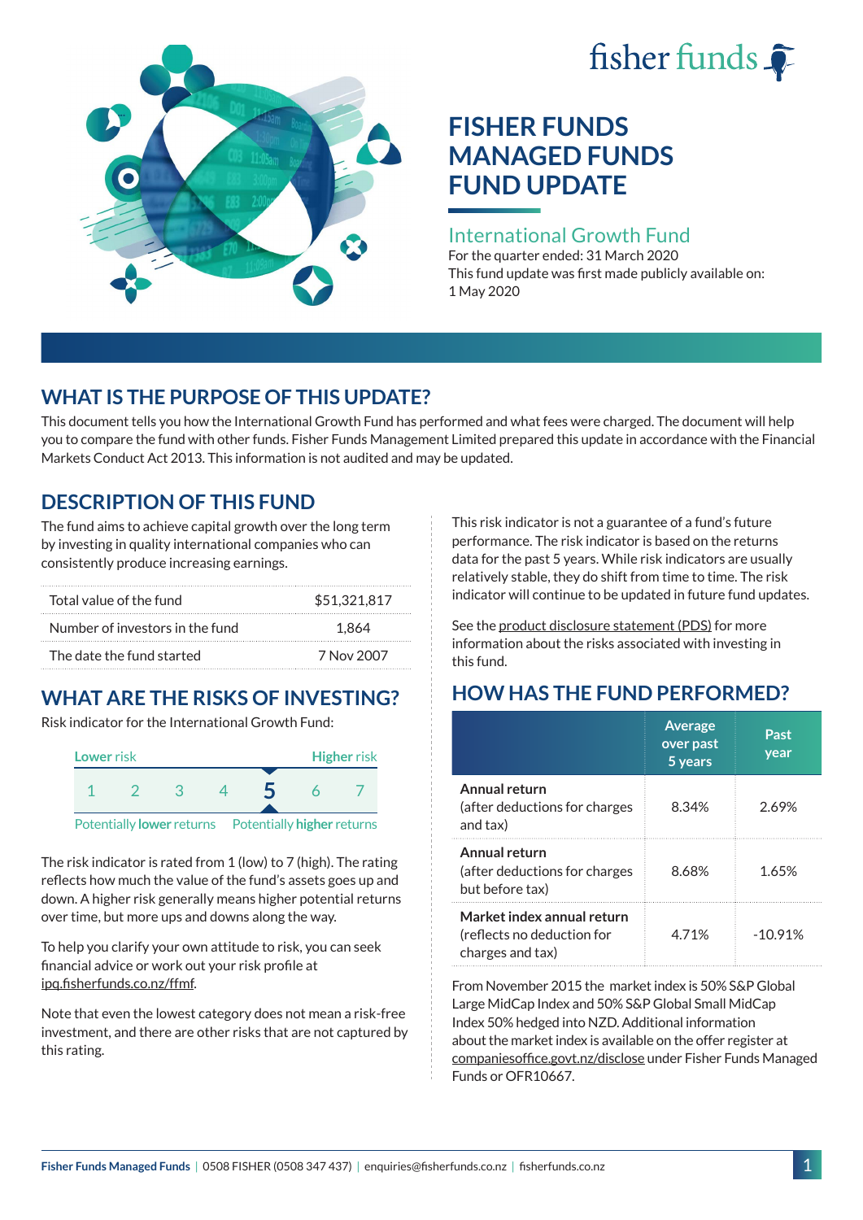fisher funds

# FISHER FUNDS MANAGED FUNDS FUND UPDATE

## International Growth Fund

For the quarter ended: 31 March 2020

This fund update was first made publicly available on: 1 May 2020

## WHAT IS THE PURPOSE OF THIS UPDATE?

This document tells you how the International Growth Fund has performed and what fees were charged. The document will help you to compare the fund with other funds. Fisher Funds Management Limited prepared this update in accordance with the Financial Markets Conduct Act 2013. This information is not audited and may be updated.

## DESCRIPTION OF THIS FUND

The fund aims to achieve capital growth over the long term by investing in quality international companies who can consistently produce increasing earnings.

| | |
|---|---|
| Total value of the fund | $51,321,817 |
| Number of investors in the fund | 1,864 |
| The date the fund started | 7 Nov 2007 |

## WHAT ARE THE RISKS OF INVESTING?

Risk indicator for the International Growth Fund:

| Lower risk | | | | | | Higher risk |
|---|---|---|---|---|---|---|
| 1 | 2 | 3 | 4 | **5** | 6 | 7 |

Potentially **lower** returns — Potentially **higher** returns

The risk indicator is rated from 1 (low) to 7 (high). The rating reflects how much the value of the fund's assets goes up and down. A higher risk generally means higher potential returns over time, but more ups and downs along the way.

To help you clarify your own attitude to risk, you can seek financial advice or work out your risk profile at ipq.fisherfunds.co.nz/ffmf.

Note that even the lowest category does not mean a risk-free investment, and there are other risks that are not captured by this rating.

This risk indicator is not a guarantee of a fund's future performance. The risk indicator is based on the returns data for the past 5 years. While risk indicators are usually relatively stable, they do shift from time to time. The risk indicator will continue to be updated in future fund updates.

See the product disclosure statement (PDS) for more information about the risks associated with investing in this fund.

## HOW HAS THE FUND PERFORMED?

| | Average over past 5 years | Past year |
|---|---|---|
| **Annual return** (after deductions for charges and tax) | 8.34% | 2.69% |
| **Annual return** (after deductions for charges but before tax) | 8.68% | 1.65% |
| **Market index annual return** (reflects no deduction for charges and tax) | 4.71% | -10.91% |

From November 2015 the market index is 50% S&P Global Large MidCap Index and 50% S&P Global Small MidCap Index 50% hedged into NZD. Additional information about the market index is available on the offer register at companiesoffice.govt.nz/disclose under Fisher Funds Managed Funds or OFR10667.

**Fisher Funds Managed Funds** | 0508 FISHER (0508 347 437) | enquiries@fisherfunds.co.nz | fisherfunds.co.nz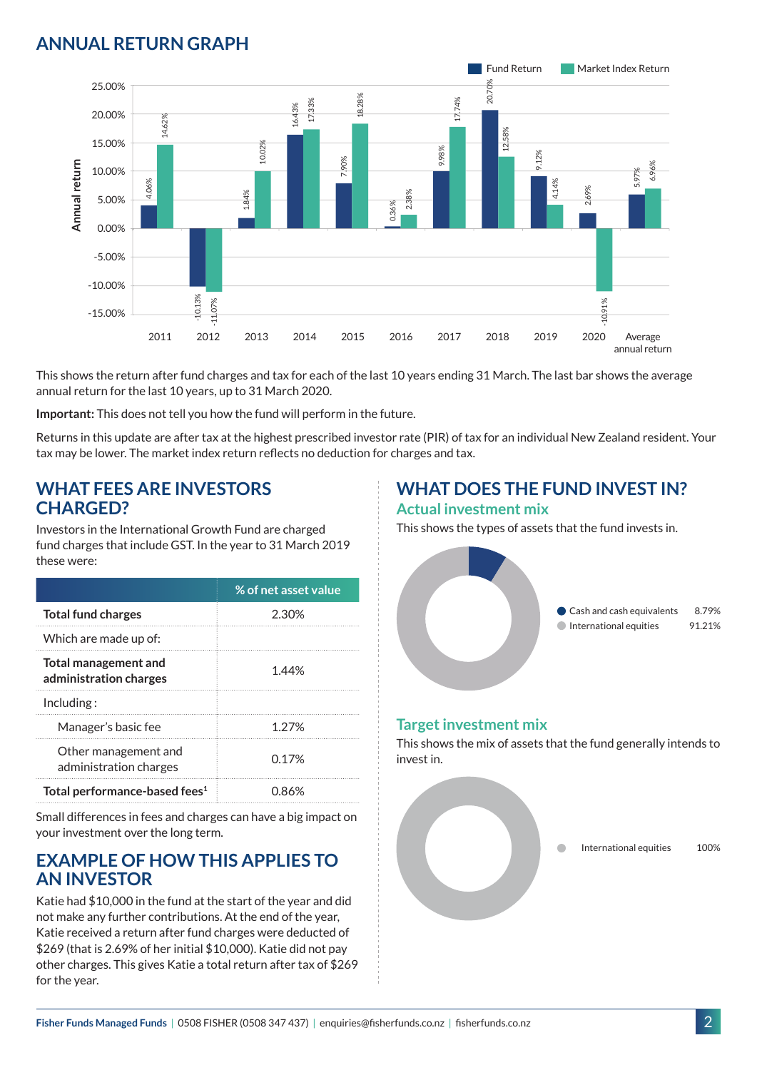## ANNUAL RETURN GRAPH

| Year | Fund Return | Market Index Return |
|---|---|---|
| 2011 | 4.06% | 14.62% |
| 2012 | -10.13% | -11.07% |
| 2013 | 1.84% | 10.02% |
| 2014 | 16.43% | 17.33% |
| 2015 | 7.90% | 18.28% |
| 2016 | 0.36% | 2.38% |
| 2017 | 9.98% | 17.74% |
| 2018 | 20.70% | 12.58% |
| 2019 | 9.12% | 4.14% |
| 2020 | 2.69% | -10.91% |
| Average annual return | 5.97% | 6.96% |

This shows the return after fund charges and tax for each of the last 10 years ending 31 March. The last bar shows the average annual return for the last 10 years, up to 31 March 2020.

**Important:** This does not tell you how the fund will perform in the future.

Returns in this update are after tax at the highest prescribed investor rate (PIR) of tax for an individual New Zealand resident. Your tax may be lower. The market index return reflects no deduction for charges and tax.

## WHAT FEES ARE INVESTORS CHARGED?

Investors in the International Growth Fund are charged fund charges that include GST. In the year to 31 March 2019 these were:

| | % of net asset value |
|---|---|
| **Total fund charges** | 2.30% |
| Which are made up of: | |
| **Total management and administration charges** | 1.44% |
| Including : | |
| Manager's basic fee | 1.27% |
| Other management and administration charges | 0.17% |
| **Total performance-based fees[1]** | 0.86% |

Small differences in fees and charges can have a big impact on your investment over the long term.

## EXAMPLE OF HOW THIS APPLIES TO AN INVESTOR

Katie had $10,000 in the fund at the start of the year and did not make any further contributions. At the end of the year, Katie received a return after fund charges were deducted of $269 (that is 2.69% of her initial $10,000). Katie did not pay other charges. This gives Katie a total return after tax of $269 for the year.

## WHAT DOES THE FUND INVEST IN?

### Actual investment mix

This shows the types of assets that the fund invests in.

| Asset | % |
|---|---|
| Cash and cash equivalents | 8.79% |
| International equities | 91.21% |

### Target investment mix

This shows the mix of assets that the fund generally intends to invest in.

| Asset | % |
|---|---|
| International equities | 100% |

Fisher Funds Managed Funds | 0508 FISHER (0508 347 437) | enquiries@fisherfunds.co.nz | fisherfunds.co.nz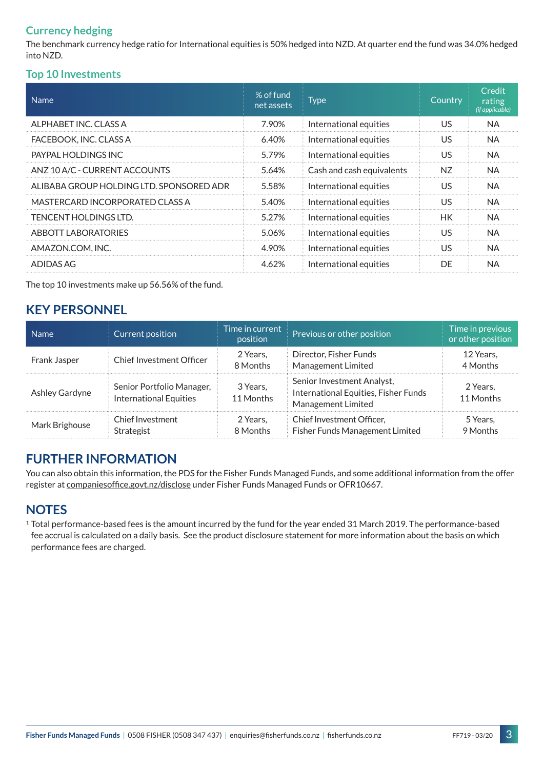## Currency hedging

The benchmark currency hedge ratio for International equities is 50% hedged into NZD. At quarter end the fund was 34.0% hedged into NZD.

## Top 10 Investments

| Name | % of fund net assets | Type | Country | Credit rating *(if applicable)* |
|---|---|---|---|---|
| ALPHABET INC. CLASS A | 7.90% | International equities | US | NA |
| FACEBOOK, INC. CLASS A | 6.40% | International equities | US | NA |
| PAYPAL HOLDINGS INC | 5.79% | International equities | US | NA |
| ANZ 10 A/C - CURRENT ACCOUNTS | 5.64% | Cash and cash equivalents | NZ | NA |
| ALIBABA GROUP HOLDING LTD. SPONSORED ADR | 5.58% | International equities | US | NA |
| MASTERCARD INCORPORATED CLASS A | 5.40% | International equities | US | NA |
| TENCENT HOLDINGS LTD. | 5.27% | International equities | HK | NA |
| ABBOTT LABORATORIES | 5.06% | International equities | US | NA |
| AMAZON.COM, INC. | 4.90% | International equities | US | NA |
| ADIDAS AG | 4.62% | International equities | DE | NA |

The top 10 investments make up 56.56% of the fund.

# KEY PERSONNEL

| Name | Current position | Time in current position | Previous or other position | Time in previous or other position |
|---|---|---|---|---|
| Frank Jasper | Chief Investment Officer | 2 Years, 8 Months | Director, Fisher Funds Management Limited | 12 Years, 4 Months |
| Ashley Gardyne | Senior Portfolio Manager, International Equities | 3 Years, 11 Months | Senior Investment Analyst, International Equities, Fisher Funds Management Limited | 2 Years, 11 Months |
| Mark Brighouse | Chief Investment Strategist | 2 Years, 8 Months | Chief Investment Officer, Fisher Funds Management Limited | 5 Years, 9 Months |

# FURTHER INFORMATION

You can also obtain this information, the PDS for the Fisher Funds Managed Funds, and some additional information from the offer register at companiesoffice.govt.nz/disclose under Fisher Funds Managed Funds or OFR10667.

# NOTES

[1] Total performance-based fees is the amount incurred by the fund for the year ended 31 March 2019. The performance-based fee accrual is calculated on a daily basis. See the product disclosure statement for more information about the basis on which performance fees are charged.